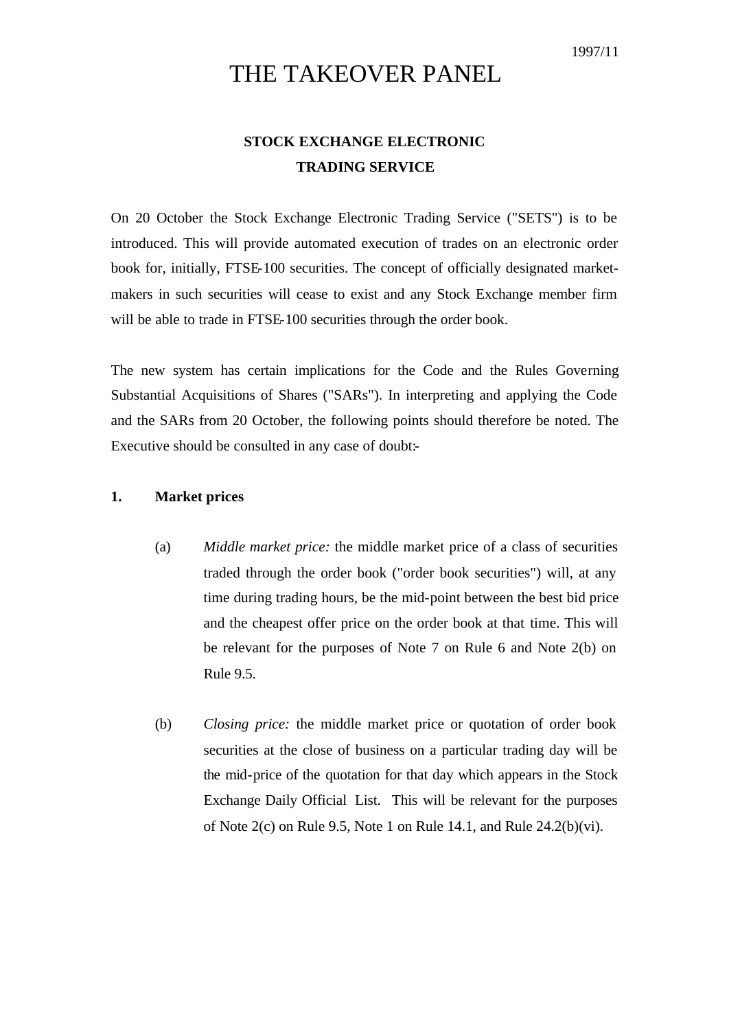1997/11

# THE TAKEOVER PANEL

## STOCK EXCHANGE ELECTRONIC TRADING SERVICE

On 20 October the Stock Exchange Electronic Trading Service ("SETS") is to be introduced. This will provide automated execution of trades on an electronic order book for, initially, FTSE-100 securities. The concept of officially designated market-makers in such securities will cease to exist and any Stock Exchange member firm will be able to trade in FTSE-100 securities through the order book.

The new system has certain implications for the Code and the Rules Governing Substantial Acquisitions of Shares ("SARs"). In interpreting and applying the Code and the SARs from 20 October, the following points should therefore be noted. The Executive should be consulted in any case of doubt:-

**1. Market prices**

(a) *Middle market price:* the middle market price of a class of securities traded through the order book ("order book securities") will, at any time during trading hours, be the mid-point between the best bid price and the cheapest offer price on the order book at that time. This will be relevant for the purposes of Note 7 on Rule 6 and Note 2(b) on Rule 9.5.

(b) *Closing price:* the middle market price or quotation of order book securities at the close of business on a particular trading day will be the mid-price of the quotation for that day which appears in the Stock Exchange Daily Official List. This will be relevant for the purposes of Note 2(c) on Rule 9.5, Note 1 on Rule 14.1, and Rule 24.2(b)(vi).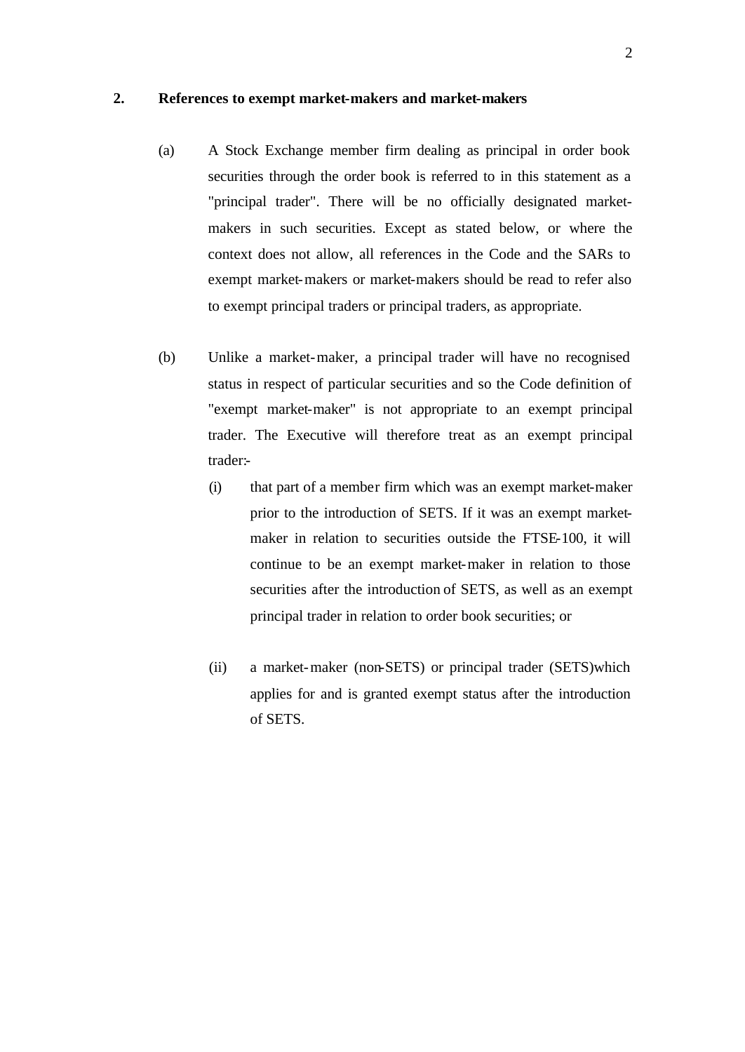## 2. References to exempt market-makers and market-makers

(a) A Stock Exchange member firm dealing as principal in order book securities through the order book is referred to in this statement as a "principal trader". There will be no officially designated market-makers in such securities. Except as stated below, or where the context does not allow, all references in the Code and the SARs to exempt market-makers or market-makers should be read to refer also to exempt principal traders or principal traders, as appropriate.

(b) Unlike a market-maker, a principal trader will have no recognised status in respect of particular securities and so the Code definition of "exempt market-maker" is not appropriate to an exempt principal trader. The Executive will therefore treat as an exempt principal trader:-

   (i) that part of a member firm which was an exempt market-maker prior to the introduction of SETS. If it was an exempt market-maker in relation to securities outside the FTSE-100, it will continue to be an exempt market-maker in relation to those securities after the introduction of SETS, as well as an exempt principal trader in relation to order book securities; or

   (ii) a market-maker (non-SETS) or principal trader (SETS) which applies for and is granted exempt status after the introduction of SETS.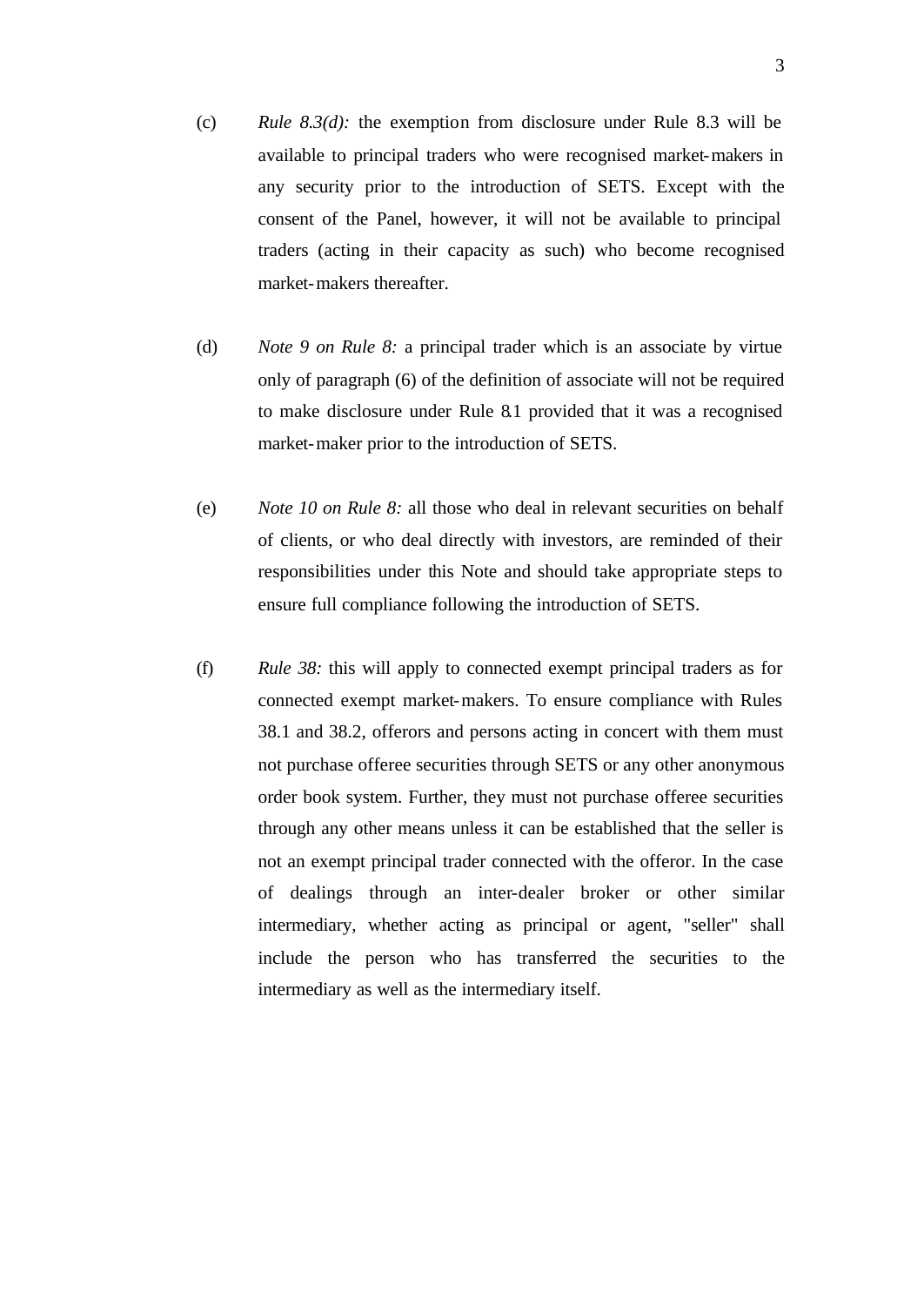(c) *Rule 8.3(d):* the exemption from disclosure under Rule 8.3 will be available to principal traders who were recognised market-makers in any security prior to the introduction of SETS. Except with the consent of the Panel, however, it will not be available to principal traders (acting in their capacity as such) who become recognised market-makers thereafter.

(d) *Note 9 on Rule 8:* a principal trader which is an associate by virtue only of paragraph (6) of the definition of associate will not be required to make disclosure under Rule 8.1 provided that it was a recognised market-maker prior to the introduction of SETS.

(e) *Note 10 on Rule 8:* all those who deal in relevant securities on behalf of clients, or who deal directly with investors, are reminded of their responsibilities under this Note and should take appropriate steps to ensure full compliance following the introduction of SETS.

(f) *Rule 38:* this will apply to connected exempt principal traders as for connected exempt market-makers. To ensure compliance with Rules 38.1 and 38.2, offerors and persons acting in concert with them must not purchase offeree securities through SETS or any other anonymous order book system. Further, they must not purchase offeree securities through any other means unless it can be established that the seller is not an exempt principal trader connected with the offeror. In the case of dealings through an inter-dealer broker or other similar intermediary, whether acting as principal or agent, "seller" shall include the person who has transferred the securities to the intermediary as well as the intermediary itself.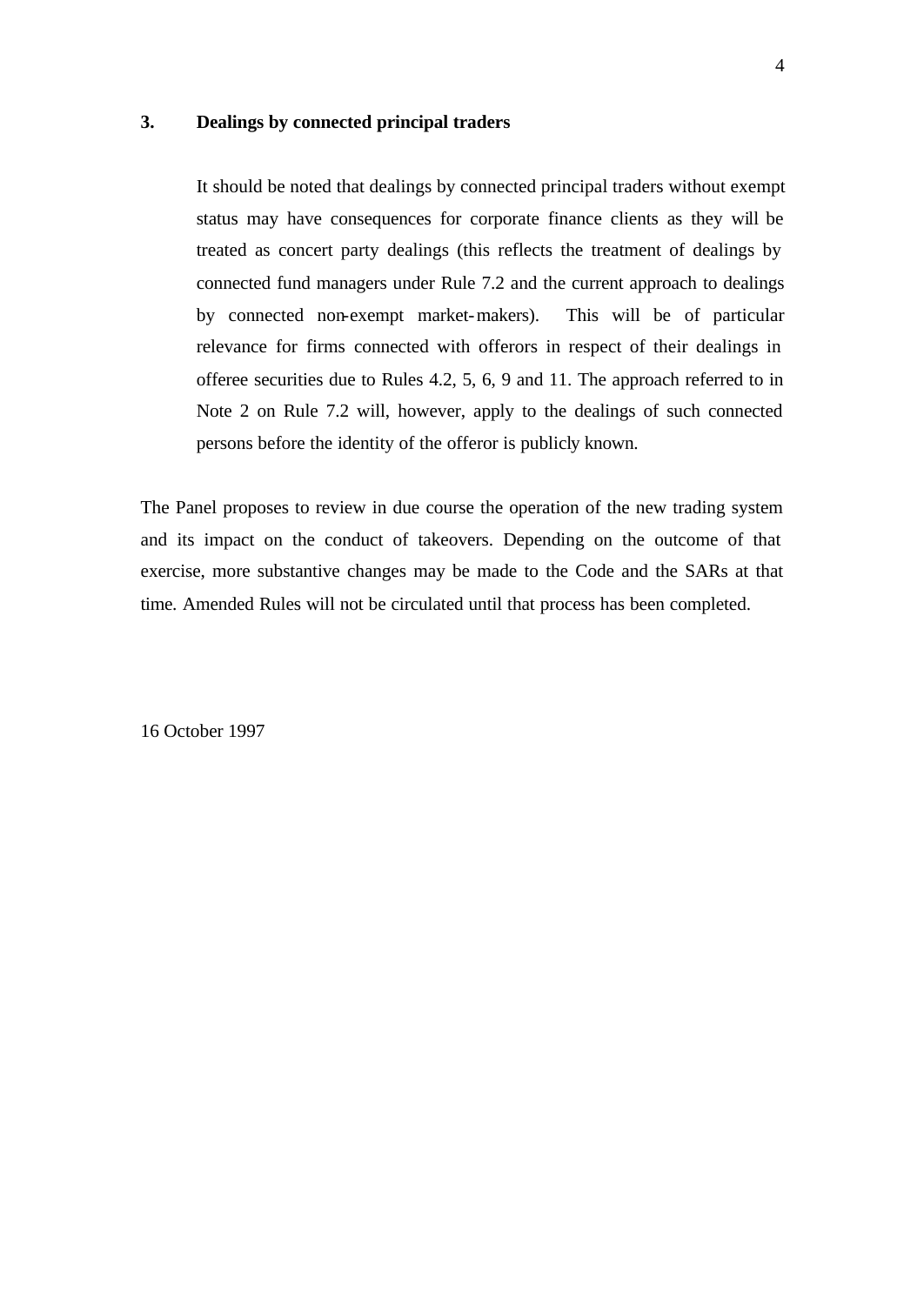### 3. Dealings by connected principal traders

It should be noted that dealings by connected principal traders without exempt status may have consequences for corporate finance clients as they will be treated as concert party dealings (this reflects the treatment of dealings by connected fund managers under Rule 7.2 and the current approach to dealings by connected non-exempt market-makers). This will be of particular relevance for firms connected with offerors in respect of their dealings in offeree securities due to Rules 4.2, 5, 6, 9 and 11. The approach referred to in Note 2 on Rule 7.2 will, however, apply to the dealings of such connected persons before the identity of the offeror is publicly known.

The Panel proposes to review in due course the operation of the new trading system and its impact on the conduct of takeovers. Depending on the outcome of that exercise, more substantive changes may be made to the Code and the SARs at that time. Amended Rules will not be circulated until that process has been completed.

16 October 1997